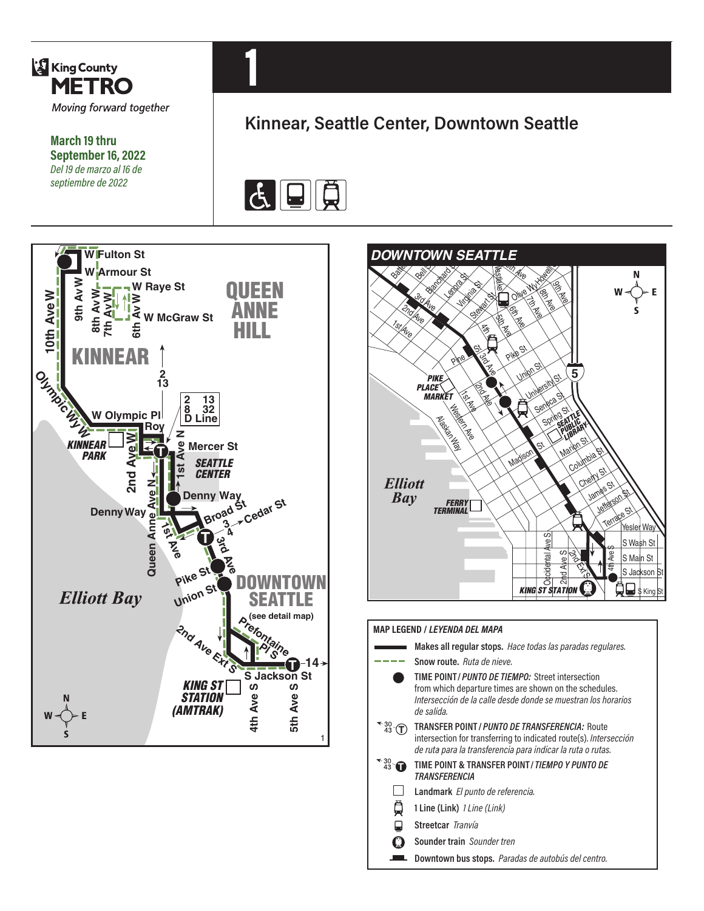King County
**METRO**
*Moving forward together*

**March 19 thru September 16, 2022**
*Del 19 de marzo al 16 de septiembre de 2022*

# 1

## Kinnear, Seattle Center, Downtown Seattle

**MAP LEGEND / *LEYENDA DEL MAPA***

- **Makes all regular stops.** *Hace todas las paradas regulares.*
- **Snow route.** *Ruta de nieve.*
- **TIME POINT / *PUNTO DE TIEMPO:*** Street intersection from which departure times are shown on the schedules. *Intersección de la calle desde donde se muestran los horarios de salida.*
- **TRANSFER POINT / *PUNTO DE TRANSFERENCIA:*** Route intersection for transferring to indicated route(s). *Intersección de ruta para la transferencia para indicar la ruta o rutas.*
- **TIME POINT & TRANSFER POINT / *TIEMPO Y PUNTO DE TRANSFERENCIA***
- **Landmark** *El punto de referencia.*
- **1 Line (Link)** *1 Line (Link)*
- **Streetcar** *Tranvía*
- **Sounder train** *Sounder tren*
- **Downtown bus stops.** *Paradas de autobús del centro.*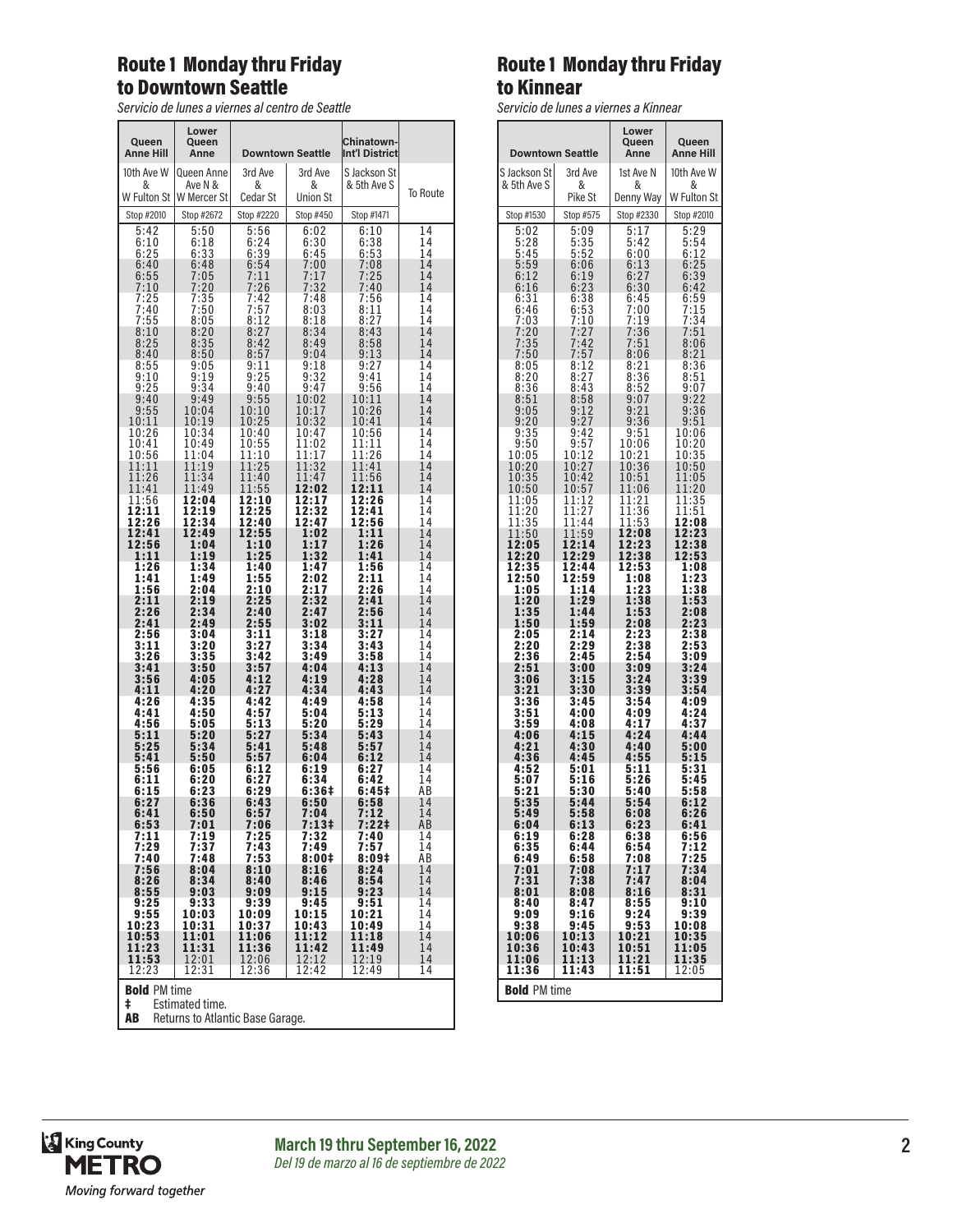## Route 1 Monday thru Friday to Downtown Seattle

*Servicio de lunes a viernes al centro de Seattle*

| Queen Anne Hill | Lower Queen Anne | Downtown Seattle | | Chinatown-Int'l District | |
|---|---|---|---|---|---|
| 10th Ave W & W Fulton St | Queen Anne Ave N & W Mercer St | 3rd Ave & Cedar St | 3rd Ave & Union St | S Jackson St & 5th Ave S | To Route |
| Stop #2010 | Stop #2672 | Stop #2220 | Stop #450 | Stop #1471 | |
| 5:42 | 5:50 | 5:56 | 6:02 | 6:10 | 14 |
| 6:10 | 6:18 | 6:24 | 6:30 | 6:38 | 14 |
| 6:25 | 6:33 | 6:39 | 6:45 | 6:53 | 14 |
| 6:40 | 6:48 | 6:54 | 7:00 | 7:08 | 14 |
| 6:55 | 7:05 | 7:11 | 7:17 | 7:25 | 14 |
| 7:10 | 7:20 | 7:26 | 7:32 | 7:40 | 14 |
| 7:25 | 7:35 | 7:42 | 7:48 | 7:56 | 14 |
| 7:40 | 7:50 | 7:57 | 8:03 | 8:11 | 14 |
| 7:55 | 8:05 | 8:12 | 8:18 | 8:27 | 14 |
| 8:10 | 8:20 | 8:27 | 8:34 | 8:43 | 14 |
| 8:25 | 8:35 | 8:42 | 8:49 | 8:58 | 14 |
| 8:40 | 8:50 | 8:57 | 9:04 | 9:13 | 14 |
| 8:55 | 9:05 | 9:11 | 9:18 | 9:27 | 14 |
| 9:10 | 9:19 | 9:25 | 9:32 | 9:41 | 14 |
| 9:25 | 9:34 | 9:40 | 9:47 | 9:56 | 14 |
| 9:40 | 9:49 | 9:55 | 10:02 | 10:11 | 14 |
| 9:55 | 10:04 | 10:10 | 10:17 | 10:26 | 14 |
| 10:11 | 10:19 | 10:25 | 10:32 | 10:41 | 14 |
| 10:26 | 10:34 | 10:40 | 10:47 | 10:56 | 14 |
| 10:41 | 10:49 | 10:55 | 11:02 | 11:11 | 14 |
| 10:56 | 11:04 | 11:10 | 11:17 | 11:26 | 14 |
| 11:11 | 11:19 | 11:25 | 11:32 | 11:41 | 14 |
| 11:26 | 11:34 | 11:40 | 11:47 | 11:56 | 14 |
| 11:41 | 11:49 | 11:55 | **12:02** | **12:11** | 14 |
| 11:56 | **12:04** | **12:10** | **12:17** | **12:26** | 14 |
| **12:11** | **12:19** | **12:25** | **12:32** | **12:41** | 14 |
| **12:26** | **12:34** | **12:40** | **12:47** | **12:56** | 14 |
| **12:41** | **12:49** | **12:55** | **1:02** | **1:11** | 14 |
| **12:56** | **1:04** | **1:10** | **1:17** | **1:26** | 14 |
| **1:11** | **1:19** | **1:25** | **1:32** | **1:41** | 14 |
| **1:26** | **1:34** | **1:40** | **1:47** | **1:56** | 14 |
| **1:41** | **1:49** | **1:55** | **2:02** | **2:11** | 14 |
| **1:56** | **2:04** | **2:10** | **2:17** | **2:26** | 14 |
| **2:11** | **2:19** | **2:25** | **2:32** | **2:41** | 14 |
| **2:26** | **2:34** | **2:40** | **2:47** | **2:56** | 14 |
| **2:41** | **2:49** | **2:55** | **3:02** | **3:11** | 14 |
| **2:56** | **3:04** | **3:11** | **3:18** | **3:27** | 14 |
| **3:11** | **3:20** | **3:27** | **3:34** | **3:43** | 14 |
| **3:26** | **3:35** | **3:42** | **3:49** | **3:58** | 14 |
| **3:41** | **3:50** | **3:57** | **4:04** | **4:13** | 14 |
| **3:56** | **4:05** | **4:12** | **4:19** | **4:28** | 14 |
| **4:11** | **4:20** | **4:27** | **4:34** | **4:43** | 14 |
| **4:26** | **4:35** | **4:42** | **4:49** | **4:58** | 14 |
| **4:41** | **4:50** | **4:57** | **5:04** | **5:13** | 14 |
| **4:56** | **5:05** | **5:13** | **5:20** | **5:29** | 14 |
| **5:11** | **5:20** | **5:27** | **5:34** | **5:43** | 14 |
| **5:25** | **5:34** | **5:41** | **5:48** | **5:57** | 14 |
| **5:41** | **5:50** | **5:57** | **6:04** | **6:12** | 14 |
| **5:56** | **6:05** | **6:12** | **6:19** | **6:27** | 14 |
| **6:11** | **6:20** | **6:27** | **6:34** | **6:42** | 14 |
| **6:15** | **6:23** | **6:29** | **6:36‡** | **6:45‡** | AB |
| **6:27** | **6:36** | **6:43** | **6:50** | **6:58** | 14 |
| **6:41** | **6:50** | **6:57** | **7:04** | **7:12** | 14 |
| **6:53** | **7:01** | **7:06** | **7:13‡** | **7:22‡** | AB |
| **7:11** | **7:19** | **7:25** | **7:32** | **7:40** | 14 |
| **7:29** | **7:37** | **7:43** | **7:49** | **7:57** | 14 |
| **7:40** | **7:48** | **7:53** | **8:00‡** | **8:09‡** | AB |
| **7:56** | **8:04** | **8:10** | **8:16** | **8:24** | 14 |
| **8:26** | **8:34** | **8:40** | **8:46** | **8:54** | 14 |
| **8:55** | **9:03** | **9:09** | **9:15** | **9:23** | 14 |
| **9:25** | **9:33** | **9:39** | **9:45** | **9:51** | 14 |
| **9:55** | **10:03** | **10:09** | **10:15** | **10:21** | 14 |
| **10:23** | **10:31** | **10:37** | **10:43** | **10:49** | 14 |
| **10:53** | **11:01** | **11:06** | **11:12** | **11:18** | 14 |
| **11:23** | **11:31** | **11:36** | **11:42** | **11:49** | 14 |
| **11:53** | 12:01 | 12:06 | 12:12 | 12:19 | 14 |
| 12:23 | 12:31 | 12:36 | 12:42 | 12:49 | 14 |

**Bold** PM time
‡ Estimated time.
**AB** Returns to Atlantic Base Garage.

## Route 1 Monday thru Friday to Kinnear

*Servicio de lunes a viernes a Kinnear*

| Downtown Seattle | | Lower Queen Anne | Queen Anne Hill |
|---|---|---|---|
| S Jackson St & 5th Ave S | 3rd Ave & Pike St | 1st Ave N & Denny Way | 10th Ave W & W Fulton St |
| Stop #1530 | Stop #575 | Stop #2330 | Stop #2010 |
| 5:02 | 5:09 | 5:17 | 5:29 |
| 5:28 | 5:35 | 5:42 | 5:54 |
| 5:45 | 5:52 | 6:00 | 6:12 |
| 5:59 | 6:06 | 6:13 | 6:25 |
| 6:12 | 6:19 | 6:27 | 6:39 |
| 6:16 | 6:23 | 6:30 | 6:42 |
| 6:31 | 6:38 | 6:45 | 6:59 |
| 6:46 | 6:53 | 7:00 | 7:15 |
| 7:03 | 7:10 | 7:19 | 7:34 |
| 7:20 | 7:27 | 7:36 | 7:51 |
| 7:35 | 7:42 | 7:51 | 8:06 |
| 7:50 | 7:57 | 8:06 | 8:21 |
| 8:05 | 8:12 | 8:21 | 8:36 |
| 8:20 | 8:27 | 8:36 | 8:51 |
| 8:36 | 8:43 | 8:52 | 9:07 |
| 8:51 | 8:58 | 9:07 | 9:22 |
| 9:05 | 9:12 | 9:21 | 9:36 |
| 9:20 | 9:27 | 9:36 | 9:51 |
| 9:35 | 9:42 | 9:51 | 10:06 |
| 9:50 | 9:57 | 10:06 | 10:20 |
| 10:05 | 10:12 | 10:21 | 10:35 |
| 10:20 | 10:27 | 10:36 | 10:50 |
| 10:35 | 10:42 | 10:51 | 11:05 |
| 10:50 | 10:57 | 11:06 | 11:20 |
| 11:05 | 11:12 | 11:21 | 11:35 |
| 11:20 | 11:27 | 11:36 | 11:51 |
| 11:35 | 11:44 | 11:53 | **12:08** |
| 11:50 | 11:59 | **12:08** | **12:23** |
| **12:05** | **12:14** | **12:23** | **12:38** |
| **12:20** | **12:29** | **12:38** | **12:53** |
| **12:35** | **12:44** | **12:53** | **1:08** |
| **12:50** | **12:59** | **1:08** | **1:23** |
| **1:05** | **1:14** | **1:23** | **1:38** |
| **1:20** | **1:29** | **1:38** | **1:53** |
| **1:35** | **1:44** | **1:53** | **2:08** |
| **1:50** | **1:59** | **2:08** | **2:23** |
| **2:05** | **2:14** | **2:23** | **2:38** |
| **2:20** | **2:29** | **2:38** | **2:53** |
| **2:36** | **2:45** | **2:54** | **3:09** |
| **2:51** | **3:00** | **3:09** | **3:24** |
| **3:06** | **3:15** | **3:24** | **3:39** |
| **3:21** | **3:30** | **3:39** | **3:54** |
| **3:36** | **3:45** | **3:54** | **4:09** |
| **3:51** | **4:00** | **4:09** | **4:24** |
| **3:59** | **4:08** | **4:17** | **4:37** |
| **4:06** | **4:15** | **4:24** | **4:44** |
| **4:21** | **4:30** | **4:40** | **5:00** |
| **4:36** | **4:45** | **4:55** | **5:15** |
| **4:52** | **5:01** | **5:11** | **5:31** |
| **5:07** | **5:16** | **5:26** | **5:45** |
| **5:21** | **5:30** | **5:40** | **5:58** |
| **5:35** | **5:44** | **5:54** | **6:12** |
| **5:49** | **5:58** | **6:08** | **6:26** |
| **6:04** | **6:13** | **6:23** | **6:41** |
| **6:19** | **6:28** | **6:38** | **6:56** |
| **6:35** | **6:44** | **6:54** | **7:12** |
| **6:49** | **6:58** | **7:08** | **7:25** |
| **7:01** | **7:08** | **7:17** | **7:34** |
| **7:31** | **7:38** | **7:47** | **8:04** |
| **8:01** | **8:08** | **8:16** | **8:31** |
| **8:40** | **8:47** | **8:55** | **9:10** |
| **9:09** | **9:16** | **9:24** | **9:39** |
| **9:38** | **9:45** | **9:53** | **10:08** |
| **10:06** | **10:13** | **10:21** | **10:35** |
| **10:36** | **10:43** | **10:51** | **11:05** |
| **11:06** | **11:13** | **11:21** | **11:35** |
| **11:36** | **11:43** | **11:51** | 12:05 |

**Bold** PM time

King County METRO
*Moving forward together*

**March 19 thru September 16, 2022**
*Del 19 de marzo al 16 de septiembre de 2022*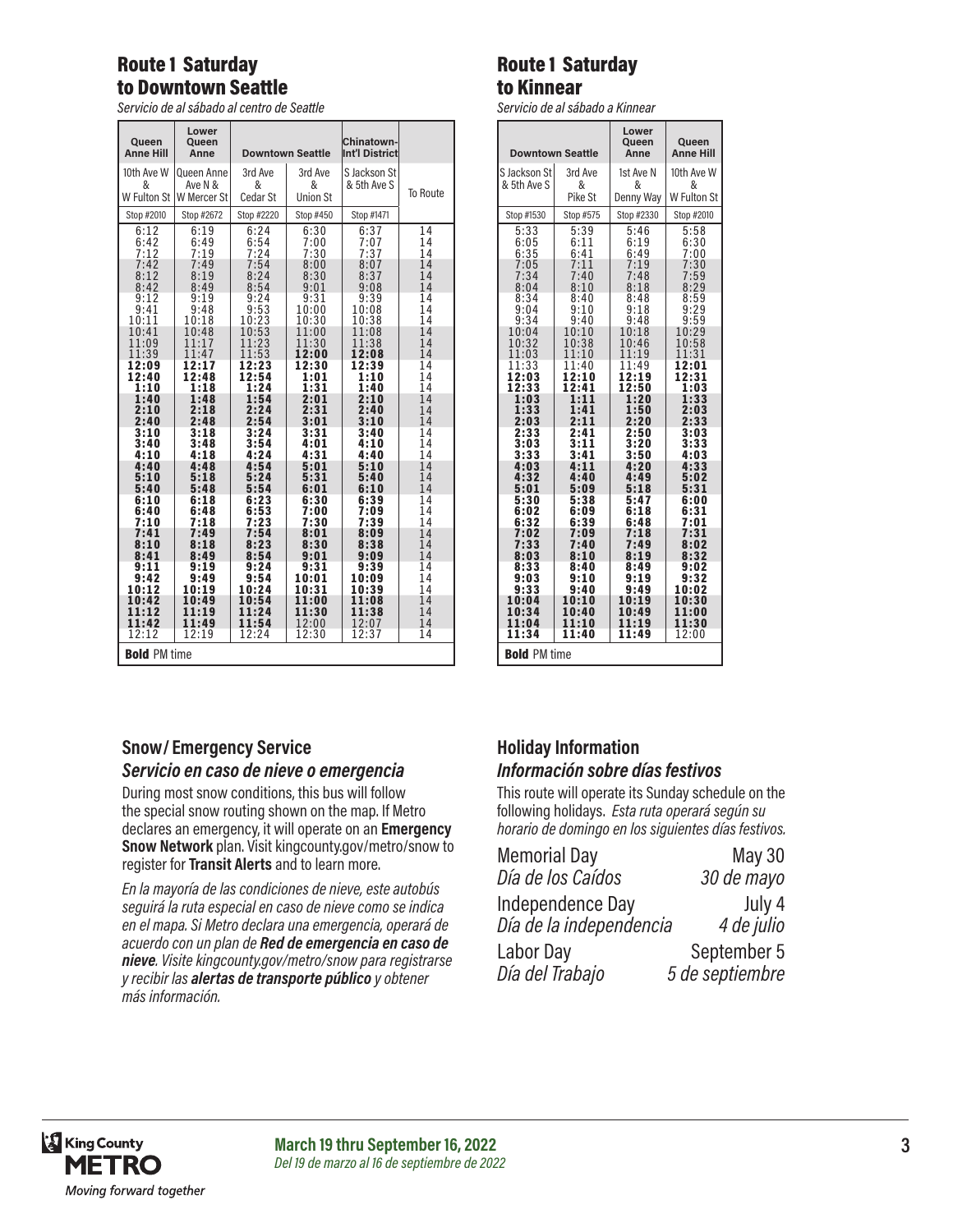## Route 1 Saturday to Downtown Seattle

*Servicio de al sábado al centro de Seattle*

| Queen Anne Hill | Lower Queen Anne | Downtown Seattle | | Chinatown-Int'l District | |
|---|---|---|---|---|---|
| 10th Ave W & W Fulton St | Queen Anne Ave N & W Mercer St | 3rd Ave & Cedar St | 3rd Ave & Union St | S Jackson St & 5th Ave S | To Route |
| Stop #2010 | Stop #2672 | Stop #2220 | Stop #450 | Stop #1471 | |
| 6:12 | 6:19 | 6:24 | 6:30 | 6:37 | 14 |
| 6:42 | 6:49 | 6:54 | 7:00 | 7:07 | 14 |
| 7:12 | 7:19 | 7:24 | 7:30 | 7:37 | 14 |
| 7:42 | 7:49 | 7:54 | 8:00 | 8:07 | 14 |
| 8:12 | 8:19 | 8:24 | 8:30 | 8:37 | 14 |
| 8:42 | 8:49 | 8:54 | 9:01 | 9:08 | 14 |
| 9:12 | 9:19 | 9:24 | 9:31 | 9:39 | 14 |
| 9:41 | 9:48 | 9:53 | 10:00 | 10:08 | 14 |
| 10:11 | 10:18 | 10:23 | 10:30 | 10:38 | 14 |
| 10:41 | 10:48 | 10:53 | 11:00 | 11:08 | 14 |
| 11:09 | 11:17 | 11:23 | 11:30 | 11:38 | 14 |
| 11:39 | 11:47 | 11:53 | **12:00** | **12:08** | 14 |
| **12:09** | **12:17** | **12:23** | **12:30** | **12:39** | 14 |
| **12:40** | **12:48** | **12:54** | **1:01** | **1:10** | 14 |
| **1:10** | **1:18** | **1:24** | **1:31** | **1:40** | 14 |
| **1:40** | **1:48** | **1:54** | **2:01** | **2:10** | 14 |
| **2:10** | **2:18** | **2:24** | **2:31** | **2:40** | 14 |
| **2:40** | **2:48** | **2:54** | **3:01** | **3:10** | 14 |
| **3:10** | **3:18** | **3:24** | **3:31** | **3:40** | 14 |
| **3:40** | **3:48** | **3:54** | **4:01** | **4:10** | 14 |
| **4:10** | **4:18** | **4:24** | **4:31** | **4:40** | 14 |
| **4:40** | **4:48** | **4:54** | **5:01** | **5:10** | 14 |
| **5:10** | **5:18** | **5:24** | **5:31** | **5:40** | 14 |
| **5:40** | **5:48** | **5:54** | **6:01** | **6:10** | 14 |
| **6:10** | **6:18** | **6:23** | **6:30** | **6:39** | 14 |
| **6:40** | **6:48** | **6:53** | **7:00** | **7:09** | 14 |
| **7:10** | **7:18** | **7:23** | **7:30** | **7:39** | 14 |
| **7:41** | **7:49** | **7:54** | **8:01** | **8:09** | 14 |
| **8:10** | **8:18** | **8:23** | **8:30** | **8:38** | 14 |
| **8:41** | **8:49** | **8:54** | **9:01** | **9:09** | 14 |
| **9:11** | **9:19** | **9:24** | **9:31** | **9:39** | 14 |
| **9:42** | **9:49** | **9:54** | **10:01** | **10:09** | 14 |
| **10:12** | **10:19** | **10:24** | **10:31** | **10:39** | 14 |
| **10:42** | **10:49** | **10:54** | **11:00** | **11:08** | 14 |
| **11:12** | **11:19** | **11:24** | **11:30** | **11:38** | 14 |
| **11:42** | **11:49** | **11:54** | 12:00 | 12:07 | 14 |
| 12:12 | 12:19 | 12:24 | 12:30 | 12:37 | 14 |

**Bold** PM time

## Route 1 Saturday to Kinnear

*Servicio de al sábado a Kinnear*

| Downtown Seattle | | Lower Queen Anne | Queen Anne Hill |
|---|---|---|---|
| S Jackson St & 5th Ave S | 3rd Ave & Pike St | 1st Ave N & Denny Way | 10th Ave W & W Fulton St |
| Stop #1530 | Stop #575 | Stop #2330 | Stop #2010 |
| 5:33 | 5:39 | 5:46 | 5:58 |
| 6:05 | 6:11 | 6:19 | 6:30 |
| 6:35 | 6:41 | 6:49 | 7:00 |
| 7:05 | 7:11 | 7:19 | 7:30 |
| 7:34 | 7:40 | 7:48 | 7:59 |
| 8:04 | 8:10 | 8:18 | 8:29 |
| 8:34 | 8:40 | 8:48 | 8:59 |
| 9:04 | 9:10 | 9:18 | 9:29 |
| 9:34 | 9:40 | 9:48 | 9:59 |
| 10:04 | 10:10 | 10:18 | 10:29 |
| 10:32 | 10:38 | 10:46 | 10:58 |
| 11:03 | 11:10 | 11:19 | 11:31 |
| 11:33 | 11:40 | 11:49 | **12:01** |
| **12:03** | **12:10** | **12:19** | **12:31** |
| **12:33** | **12:41** | **12:50** | **1:03** |
| **1:03** | **1:11** | **1:20** | **1:33** |
| **1:33** | **1:41** | **1:50** | **2:03** |
| **2:03** | **2:11** | **2:20** | **2:33** |
| **2:33** | **2:41** | **2:50** | **3:03** |
| **3:03** | **3:11** | **3:20** | **3:33** |
| **3:33** | **3:41** | **3:50** | **4:03** |
| **4:03** | **4:11** | **4:20** | **4:33** |
| **4:32** | **4:40** | **4:49** | **5:02** |
| **5:01** | **5:09** | **5:18** | **5:31** |
| **5:30** | **5:38** | **5:47** | **6:00** |
| **6:02** | **6:09** | **6:18** | **6:31** |
| **6:32** | **6:39** | **6:48** | **7:01** |
| **7:02** | **7:09** | **7:18** | **7:31** |
| **7:33** | **7:40** | **7:49** | **8:02** |
| **8:03** | **8:10** | **8:19** | **8:32** |
| **8:33** | **8:40** | **8:49** | **9:02** |
| **9:03** | **9:10** | **9:19** | **9:32** |
| **9:33** | **9:40** | **9:49** | **10:02** |
| **10:04** | **10:10** | **10:19** | **10:30** |
| **10:34** | **10:40** | **10:49** | **11:00** |
| **11:04** | **11:10** | **11:19** | **11:30** |
| **11:34** | **11:40** | **11:49** | 12:00 |

**Bold** PM time

### Snow / Emergency Service
### *Servicio en caso de nieve o emergencia*

During most snow conditions, this bus will follow the special snow routing shown on the map. If Metro declares an emergency, it will operate on an **Emergency Snow Network** plan. Visit kingcounty.gov/metro/snow to register for **Transit Alerts** and to learn more.

*En la mayoría de las condiciones de nieve, este autobús seguirá la ruta especial en caso de nieve como se indica en el mapa. Si Metro declara una emergencia, operará de acuerdo con un plan de **Red de emergencia en caso de nieve**. Visite kingcounty.gov/metro/snow para registrarse y recibir las **alertas de transporte público** y obtener más información.*

### Holiday Information
### *Información sobre días festivos*

This route will operate its Sunday schedule on the following holidays. *Esta ruta operará según su horario de domingo en los siguientes días festivos.*

| | |
|---|---|
| Memorial Day<br>*Día de los Caídos* | May 30<br>*30 de mayo* |
| Independence Day<br>*Día de la independencia* | July 4<br>*4 de julio* |
| Labor Day<br>*Día del Trabajo* | September 5<br>*5 de septiembre* |

King County METRO
*Moving forward together*

**March 19 thru September 16, 2022**
*Del 19 de marzo al 16 de septiembre de 2022*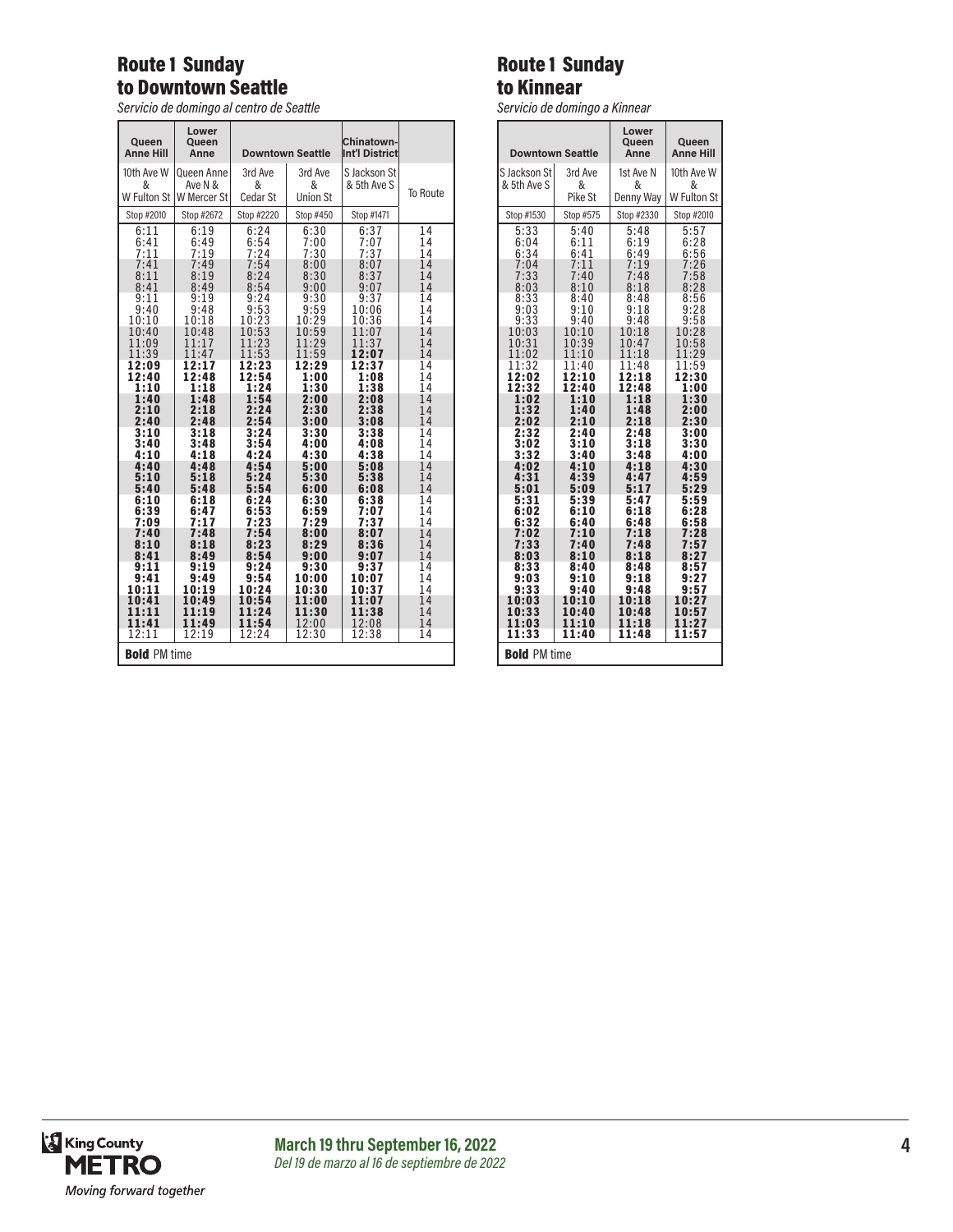## Route 1 Sunday to Downtown Seattle

*Servicio de domingo al centro de Seattle*

| Queen Anne Hill | Lower Queen Anne | Downtown Seattle | | Chinatown-Int'l District | |
|---|---|---|---|---|---|
| 10th Ave W & W Fulton St | Queen Anne Ave N & W Mercer St | 3rd Ave & Cedar St | 3rd Ave & Union St | S Jackson St & 5th Ave S | To Route |
| Stop #2010 | Stop #2672 | Stop #2220 | Stop #450 | Stop #1471 | |
| 6:11 | 6:19 | 6:24 | 6:30 | 6:37 | 14 |
| 6:41 | 6:49 | 6:54 | 7:00 | 7:07 | 14 |
| 7:11 | 7:19 | 7:24 | 7:30 | 7:37 | 14 |
| 7:41 | 7:49 | 7:54 | 8:00 | 8:07 | 14 |
| 8:11 | 8:19 | 8:24 | 8:30 | 8:37 | 14 |
| 8:41 | 8:49 | 8:54 | 9:00 | 9:07 | 14 |
| 9:11 | 9:19 | 9:24 | 9:30 | 9:37 | 14 |
| 9:40 | 9:48 | 9:53 | 9:59 | 10:06 | 14 |
| 10:10 | 10:18 | 10:23 | 10:29 | 10:36 | 14 |
| 10:40 | 10:48 | 10:53 | 10:59 | 11:07 | 14 |
| 11:09 | 11:17 | 11:23 | 11:29 | 11:37 | 14 |
| 11:39 | 11:47 | 11:53 | 11:59 | **12:07** | 14 |
| **12:09** | **12:17** | **12:23** | **12:29** | **12:37** | 14 |
| **12:40** | **12:48** | **12:54** | **1:00** | **1:08** | 14 |
| **1:10** | **1:18** | **1:24** | **1:30** | **1:38** | 14 |
| **1:40** | **1:48** | **1:54** | **2:00** | **2:08** | 14 |
| **2:10** | **2:18** | **2:24** | **2:30** | **2:38** | 14 |
| **2:40** | **2:48** | **2:54** | **3:00** | **3:08** | 14 |
| **3:10** | **3:18** | **3:24** | **3:30** | **3:38** | 14 |
| **3:40** | **3:48** | **3:54** | **4:00** | **4:08** | 14 |
| **4:10** | **4:18** | **4:24** | **4:30** | **4:38** | 14 |
| **4:40** | **4:48** | **4:54** | **5:00** | **5:08** | 14 |
| **5:10** | **5:18** | **5:24** | **5:30** | **5:38** | 14 |
| **5:40** | **5:48** | **5:54** | **6:00** | **6:08** | 14 |
| **6:10** | **6:18** | **6:24** | **6:30** | **6:38** | 14 |
| **6:39** | **6:47** | **6:53** | **6:59** | **7:07** | 14 |
| **7:09** | **7:17** | **7:23** | **7:29** | **7:37** | 14 |
| **7:40** | **7:48** | **7:54** | **8:00** | **8:07** | 14 |
| **8:10** | **8:18** | **8:23** | **8:29** | **8:36** | 14 |
| **8:41** | **8:49** | **8:54** | **9:00** | **9:07** | 14 |
| **9:11** | **9:19** | **9:24** | **9:30** | **9:37** | 14 |
| **9:41** | **9:49** | **9:54** | **10:00** | **10:07** | 14 |
| **10:11** | **10:19** | **10:24** | **10:30** | **10:37** | 14 |
| **10:41** | **10:49** | **10:54** | **11:00** | **11:07** | 14 |
| **11:11** | **11:19** | **11:24** | **11:30** | **11:38** | 14 |
| **11:41** | **11:49** | **11:54** | 12:00 | 12:08 | 14 |
| 12:11 | 12:19 | 12:24 | 12:30 | 12:38 | 14 |

**Bold** PM time

## Route 1 Sunday to Kinnear

*Servicio de domingo a Kinnear*

| Downtown Seattle | | Lower Queen Anne | Queen Anne Hill |
|---|---|---|---|
| S Jackson St & 5th Ave S | 3rd Ave & Pike St | 1st Ave N & Denny Way | 10th Ave W & W Fulton St |
| Stop #1530 | Stop #575 | Stop #2330 | Stop #2010 |
| 5:33 | 5:40 | 5:48 | 5:57 |
| 6:04 | 6:11 | 6:19 | 6:28 |
| 6:34 | 6:41 | 6:49 | 6:56 |
| 7:04 | 7:11 | 7:19 | 7:26 |
| 7:33 | 7:40 | 7:48 | 7:58 |
| 8:03 | 8:10 | 8:18 | 8:28 |
| 8:33 | 8:40 | 8:48 | 8:56 |
| 9:03 | 9:10 | 9:18 | 9:28 |
| 9:33 | 9:40 | 9:48 | 9:58 |
| 10:03 | 10:10 | 10:18 | 10:28 |
| 10:31 | 10:39 | 10:47 | 10:58 |
| 11:02 | 11:10 | 11:18 | 11:29 |
| 11:32 | 11:40 | 11:48 | 11:59 |
| **12:02** | **12:10** | **12:18** | **12:30** |
| **12:32** | **12:40** | **12:48** | **1:00** |
| **1:02** | **1:10** | **1:18** | **1:30** |
| **1:32** | **1:40** | **1:48** | **2:00** |
| **2:02** | **2:10** | **2:18** | **2:30** |
| **2:32** | **2:40** | **2:48** | **3:00** |
| **3:02** | **3:10** | **3:18** | **3:30** |
| **3:32** | **3:40** | **3:48** | **4:00** |
| **4:02** | **4:10** | **4:18** | **4:30** |
| **4:31** | **4:39** | **4:47** | **4:59** |
| **5:01** | **5:09** | **5:17** | **5:29** |
| **5:31** | **5:39** | **5:47** | **5:59** |
| **6:02** | **6:10** | **6:18** | **6:28** |
| **6:32** | **6:40** | **6:48** | **6:58** |
| **7:02** | **7:10** | **7:18** | **7:28** |
| **7:33** | **7:40** | **7:48** | **7:57** |
| **8:03** | **8:10** | **8:18** | **8:27** |
| **8:33** | **8:40** | **8:48** | **8:57** |
| **9:03** | **9:10** | **9:18** | **9:27** |
| **9:33** | **9:40** | **9:48** | **9:57** |
| **10:03** | **10:10** | **10:18** | **10:27** |
| **10:33** | **10:40** | **10:48** | **10:57** |
| **11:03** | **11:10** | **11:18** | **11:27** |
| **11:33** | **11:40** | **11:48** | **11:57** |

**Bold** PM time

King County METRO
*Moving forward together*

**March 19 thru September 16, 2022**
*Del 19 de marzo al 16 de septiembre de 2022*